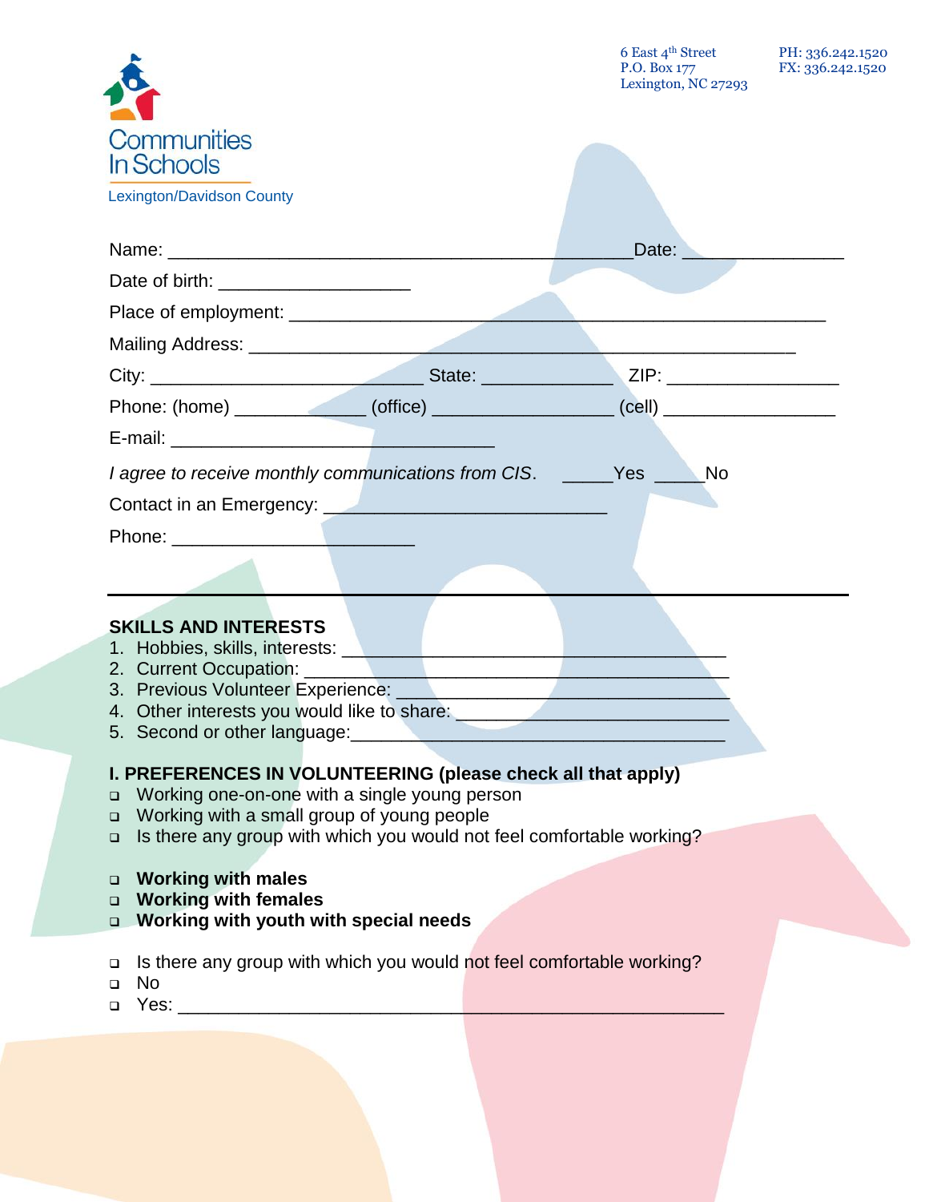Communities In Schools

Lexington/Davidson County

6 East 4th Street
P.O. Box 177
Lexington, NC 27293

PH: 336.242.1520
FX: 336.242.1520

Name: ______________________________________________ Date: ________________

Date of birth: ___________________

Place of employment: _____________________________________________________

Mailing Address: ______________________________________________________

City: ___________________________ State: _____________ ZIP: _________________

Phone: (home) _____________ (office) __________________ (cell) _________________

E-mail: ________________________________

*I agree to receive monthly communications from CIS*. _____Yes _____No

Contact in an Emergency: ____________________________

Phone: ________________________

---

**SKILLS AND INTERESTS**

1. Hobbies, skills, interests: ______________________________________
2. Current Occupation: ____________________________________________
3. Previous Volunteer Experience: __________________________________
4. Other interests you would like to share: ___________________________
5. Second or other language:_____________________________________

**I. PREFERENCES IN VOLUNTEERING (please check all that apply)**

- ❑ Working one-on-one with a single young person
- ❑ Working with a small group of young people
- ❑ Is there any group with which you would not feel comfortable working?

- ❑ **Working with males**
- ❑ **Working with females**
- ❑ **Working with youth with special needs**

- ❑ Is there any group with which you would not feel comfortable working?
- ❑ No
- ❑ Yes: ______________________________________________________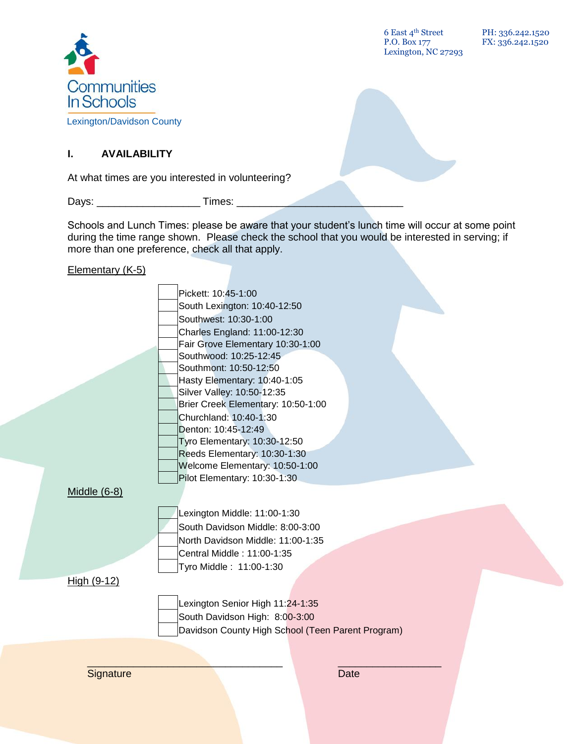Communities In Schools
Lexington/Davidson County

6 East 4th Street
P.O. Box 177
Lexington, NC 27293

PH: 336.242.1520
FX: 336.242.1520

## I. AVAILABILITY

At what times are you interested in volunteering?

Days: __________________ Times: _____________________________

Schools and Lunch Times: please be aware that your student's lunch time will occur at some point during the time range shown. Please check the school that you would be interested in serving; if more than one preference, check all that apply.

Elementary (K-5)

- [ ] Pickett: 10:45-1:00
- [ ] South Lexington: 10:40-12:50
- [ ] Southwest: 10:30-1:00
- [ ] Charles England: 11:00-12:30
- [ ] Fair Grove Elementary 10:30-1:00
- [ ] Southwood: 10:25-12:45
- [ ] Southmont: 10:50-12:50
- [ ] Hasty Elementary: 10:40-1:05
- [ ] Silver Valley: 10:50-12:35
- [ ] Brier Creek Elementary: 10:50-1:00
- [ ] Churchland: 10:40-1:30
- [ ] Denton: 10:45-12:49
- [ ] Tyro Elementary: 10:30-12:50
- [ ] Reeds Elementary: 10:30-1:30
- [ ] Welcome Elementary: 10:50-1:00
- [ ] Pilot Elementary: 10:30-1:30

Middle (6-8)

- [ ] Lexington Middle: 11:00-1:30
- [ ] South Davidson Middle: 8:00-3:00
- [ ] North Davidson Middle: 11:00-1:35
- [ ] Central Middle : 11:00-1:35
- [ ] Tyro Middle : 11:00-1:30

High (9-12)

- [ ] Lexington Senior High 11:24-1:35
- [ ] South Davidson High: 8:00-3:00
- [ ] Davidson County High School (Teen Parent Program)

___________________________________ ___________________

Signature Date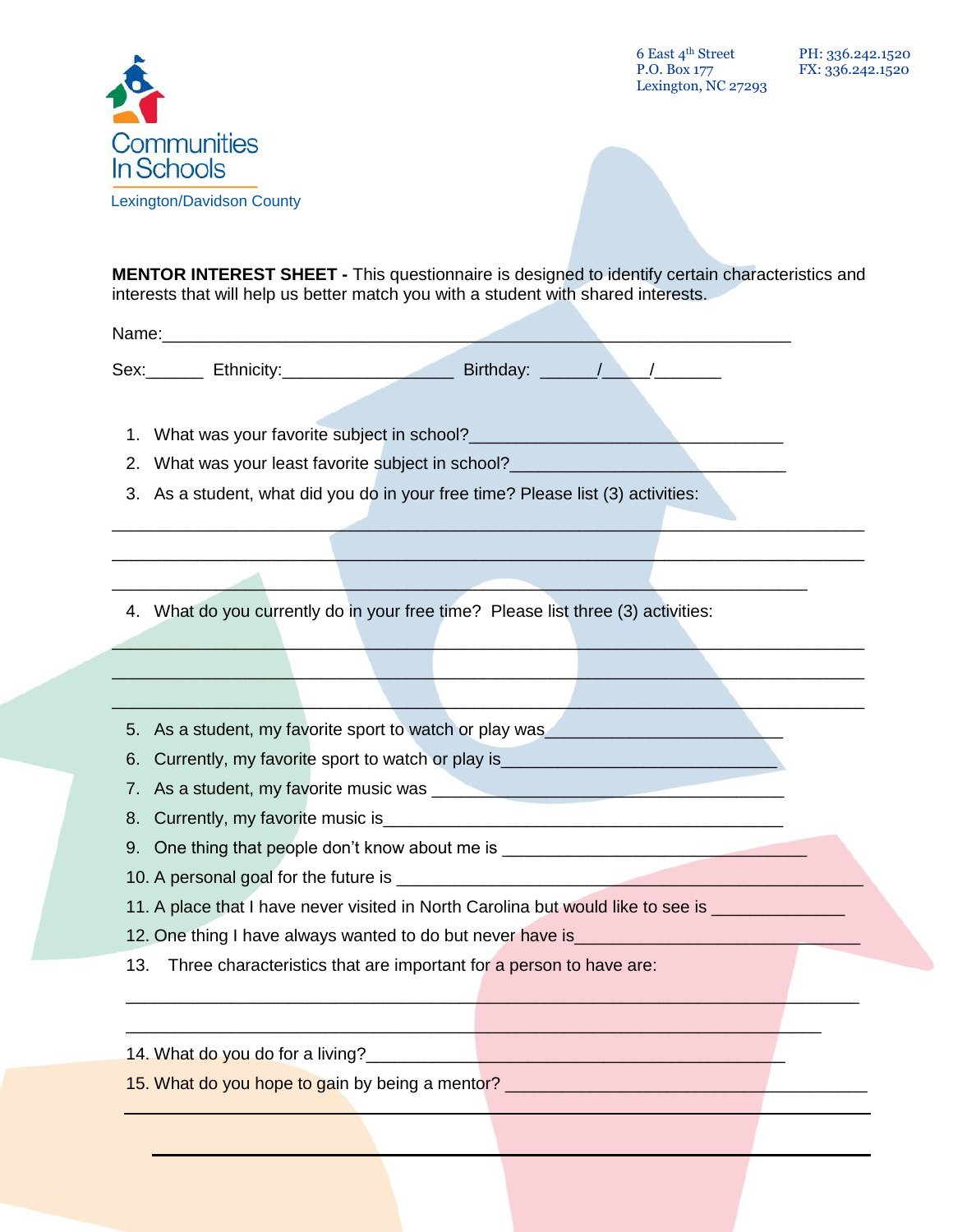Communities In Schools
Lexington/Davidson County

6 East 4th Street
P.O. Box 177
Lexington, NC 27293

PH: 336.242.1520
FX: 336.242.1520

**MENTOR INTEREST SHEET -** This questionnaire is designed to identify certain characteristics and interests that will help us better match you with a student with shared interests.

Name:_________________________________________________________________

Sex:______ Ethnicity:_________________ Birthday: ______/_____/_______

1. What was your favorite subject in school?________________________________
2. What was your least favorite subject in school?_____________________________
3. As a student, what did you do in your free time? Please list (3) activities:

_____________________________________________________________________________

_____________________________________________________________________________

_____________________________________________________________________________

4. What do you currently do in your free time? Please list three (3) activities:

_____________________________________________________________________________

_____________________________________________________________________________

_____________________________________________________________________________

5. As a student, my favorite sport to watch or play was________________________
6. Currently, my favorite sport to watch or play is_____________________________
7. As a student, my favorite music was ____________________________________
8. Currently, my favorite music is__________________________________________
9. One thing that people don't know about me is _______________________________
10. A personal goal for the future is _________________________________________
11. A place that I have never visited in North Carolina but would like to see is _____________
12. One thing I have always wanted to do but never have is_____________________________
13. Three characteristics that are important for a person to have are:

_____________________________________________________________________________

_____________________________________________________________________________

14. What do you do for a living?__________________________________________
15. What do you hope to gain by being a mentor? ____________________________________

_____________________________________________________________________________

_____________________________________________________________________________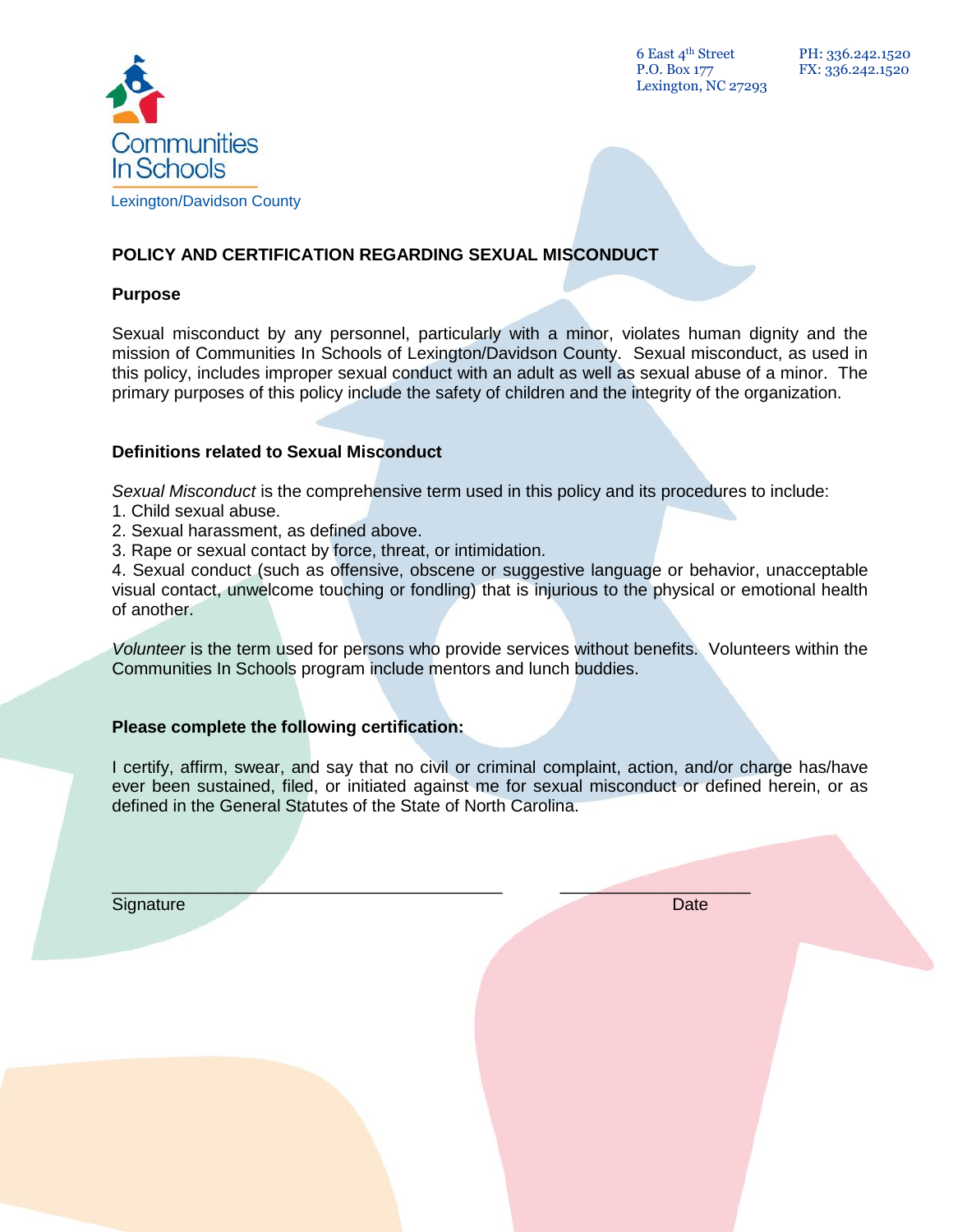Communities In Schools
Lexington/Davidson County

6 East 4th Street
P.O. Box 177
Lexington, NC 27293

PH: 336.242.1520
FX: 336.242.1520

## POLICY AND CERTIFICATION REGARDING SEXUAL MISCONDUCT

### Purpose

Sexual misconduct by any personnel, particularly with a minor, violates human dignity and the mission of Communities In Schools of Lexington/Davidson County. Sexual misconduct, as used in this policy, includes improper sexual conduct with an adult as well as sexual abuse of a minor. The primary purposes of this policy include the safety of children and the integrity of the organization.

### Definitions related to Sexual Misconduct

*Sexual Misconduct* is the comprehensive term used in this policy and its procedures to include:

1. Child sexual abuse.
2. Sexual harassment, as defined above.
3. Rape or sexual contact by force, threat, or intimidation.
4. Sexual conduct (such as offensive, obscene or suggestive language or behavior, unacceptable visual contact, unwelcome touching or fondling) that is injurious to the physical or emotional health of another.

*Volunteer* is the term used for persons who provide services without benefits. Volunteers within the Communities In Schools program include mentors and lunch buddies.

### Please complete the following certification:

I certify, affirm, swear, and say that no civil or criminal complaint, action, and/or charge has/have ever been sustained, filed, or initiated against me for sexual misconduct or defined herein, or as defined in the General Statutes of the State of North Carolina.

_________________________________________ ____________________

Signature Date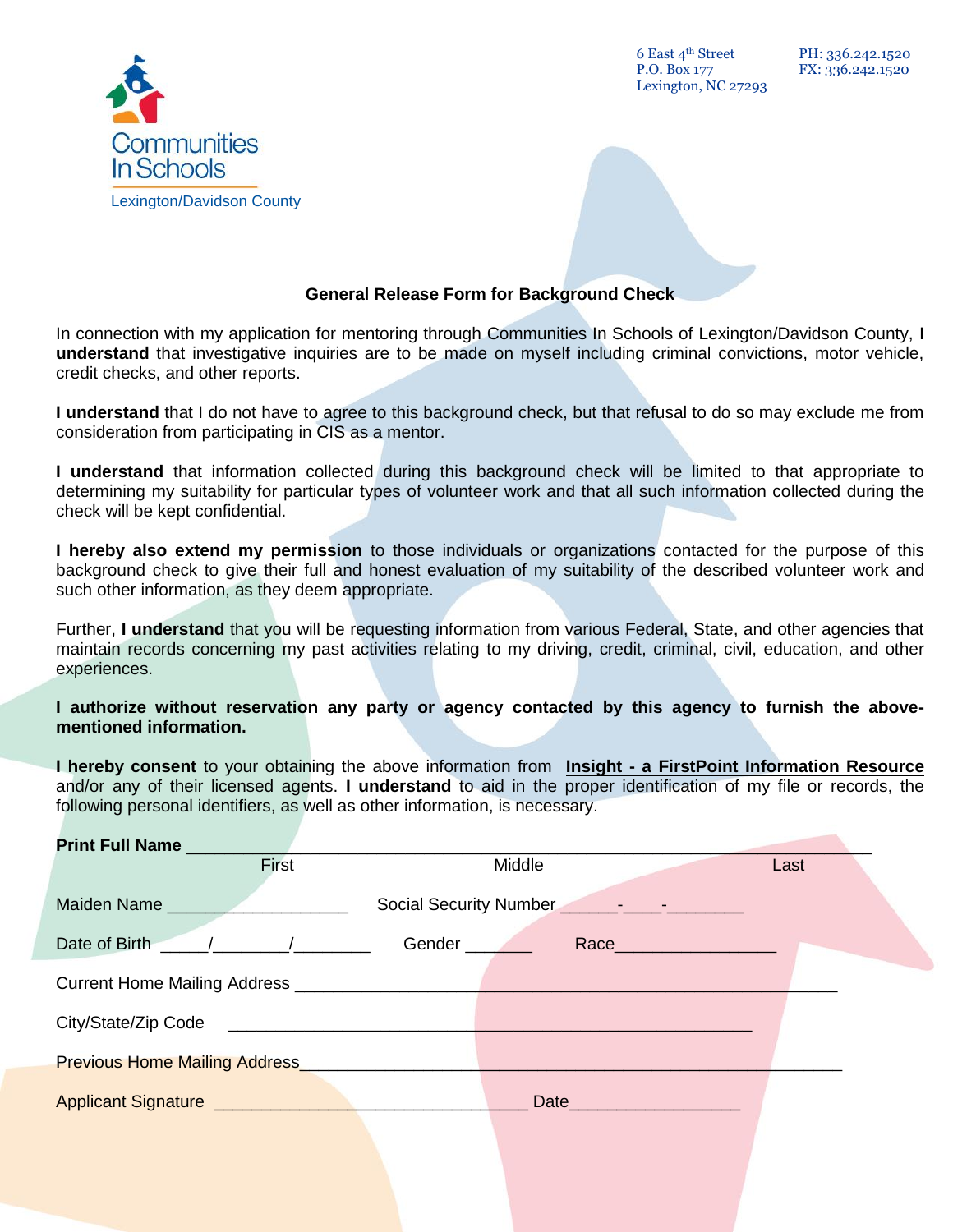Communities In Schools
Lexington/Davidson County

6 East 4th Street
P.O. Box 177
Lexington, NC 27293

PH: 336.242.1520
FX: 336.242.1520

## General Release Form for Background Check

In connection with my application for mentoring through Communities In Schools of Lexington/Davidson County, **I understand** that investigative inquiries are to be made on myself including criminal convictions, motor vehicle, credit checks, and other reports.

**I understand** that I do not have to agree to this background check, but that refusal to do so may exclude me from consideration from participating in CIS as a mentor.

**I understand** that information collected during this background check will be limited to that appropriate to determining my suitability for particular types of volunteer work and that all such information collected during the check will be kept confidential.

**I hereby also extend my permission** to those individuals or organizations contacted for the purpose of this background check to give their full and honest evaluation of my suitability of the described volunteer work and such other information, as they deem appropriate.

Further, **I understand** that you will be requesting information from various Federal, State, and other agencies that maintain records concerning my past activities relating to my driving, credit, criminal, civil, education, and other experiences.

**I authorize without reservation any party or agency contacted by this agency to furnish the above-mentioned information.**

**I hereby consent** to your obtaining the above information from **Insight - a FirstPoint Information Resource** and/or any of their licensed agents. **I understand** to aid in the proper identification of my file or records, the following personal identifiers, as well as other information, is necessary.

**Print Full Name** ______________________________________________________________________
First Middle Last

Maiden Name ___________________ Social Security Number ______-____-________

Date of Birth _____/________/________ Gender _______ Race_________________

Current Home Mailing Address ____________________________________________________________

City/State/Zip Code _______________________________________________________

Previous Home Mailing Address____________________________________________________________

Applicant Signature _________________________________ Date_________________